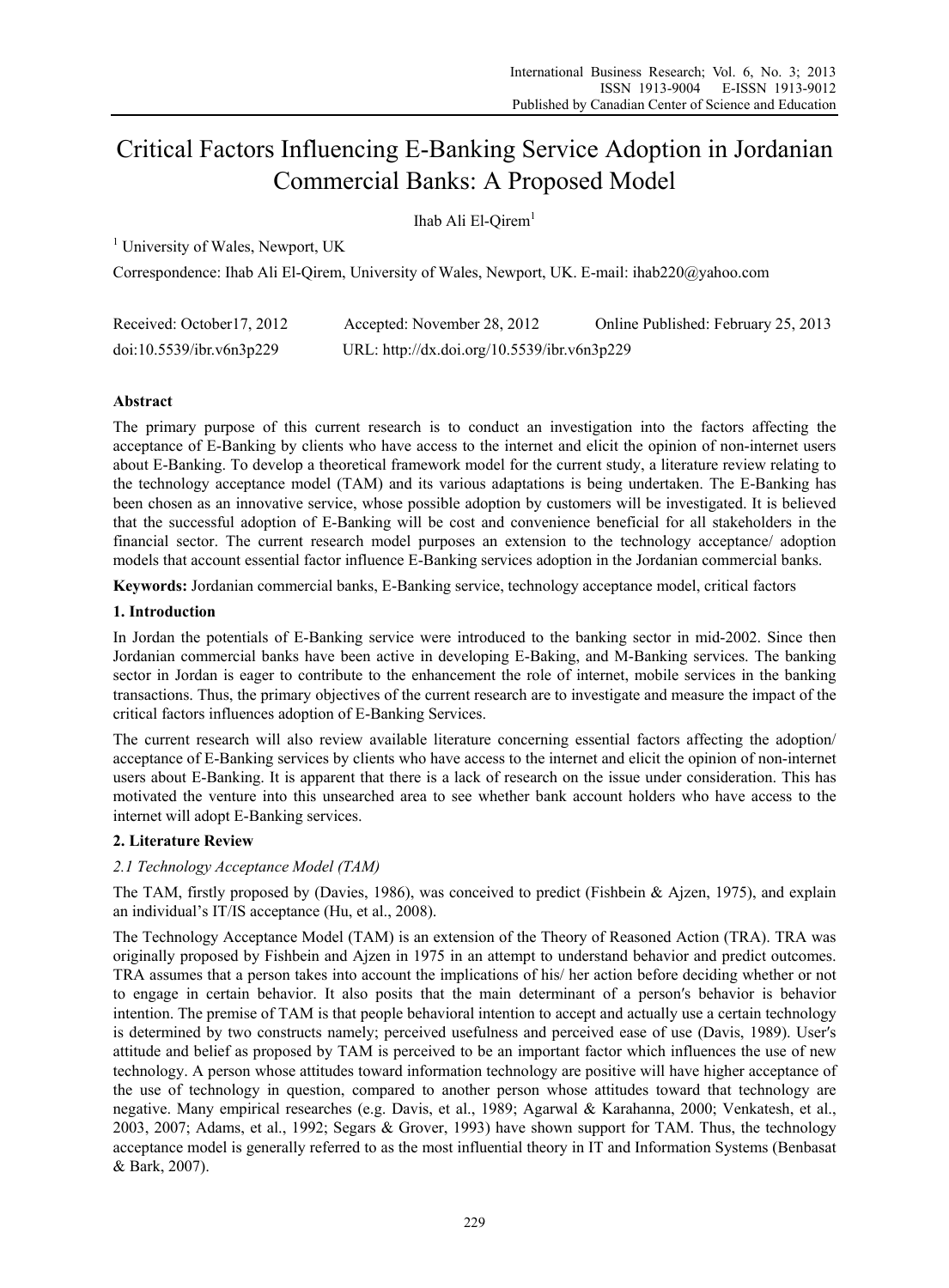# Critical Factors Influencing E-Banking Service Adoption in Jordanian Commercial Banks: A Proposed Model

Ihab Ali El-Qirem[1]

[1] University of Wales, Newport, UK

Correspondence: Ihab Ali El-Qirem, University of Wales, Newport, UK. E-mail: ihab220@yahoo.com

Received: October17, 2012 Accepted: November 28, 2012 Online Published: February 25, 2013

doi:10.5539/ibr.v6n3p229 URL: http://dx.doi.org/10.5539/ibr.v6n3p229

## Abstract

The primary purpose of this current research is to conduct an investigation into the factors affecting the acceptance of E-Banking by clients who have access to the internet and elicit the opinion of non-internet users about E-Banking. To develop a theoretical framework model for the current study, a literature review relating to the technology acceptance model (TAM) and its various adaptations is being undertaken. The E-Banking has been chosen as an innovative service, whose possible adoption by customers will be investigated. It is believed that the successful adoption of E-Banking will be cost and convenience beneficial for all stakeholders in the financial sector. The current research model purposes an extension to the technology acceptance/ adoption models that account essential factor influence E-Banking services adoption in the Jordanian commercial banks.

**Keywords:** Jordanian commercial banks, E-Banking service, technology acceptance model, critical factors

## 1. Introduction

In Jordan the potentials of E-Banking service were introduced to the banking sector in mid-2002. Since then Jordanian commercial banks have been active in developing E-Baking, and M-Banking services. The banking sector in Jordan is eager to contribute to the enhancement the role of internet, mobile services in the banking transactions. Thus, the primary objectives of the current research are to investigate and measure the impact of the critical factors influences adoption of E-Banking Services.

The current research will also review available literature concerning essential factors affecting the adoption/ acceptance of E-Banking services by clients who have access to the internet and elicit the opinion of non-internet users about E-Banking. It is apparent that there is a lack of research on the issue under consideration. This has motivated the venture into this unsearched area to see whether bank account holders who have access to the internet will adopt E-Banking services.

## 2. Literature Review

### *2.1 Technology Acceptance Model (TAM)*

The TAM, firstly proposed by (Davies, 1986), was conceived to predict (Fishbein & Ajzen, 1975), and explain an individual's IT/IS acceptance (Hu, et al., 2008).

The Technology Acceptance Model (TAM) is an extension of the Theory of Reasoned Action (TRA). TRA was originally proposed by Fishbein and Ajzen in 1975 in an attempt to understand behavior and predict outcomes. TRA assumes that a person takes into account the implications of his/ her action before deciding whether or not to engage in certain behavior. It also posits that the main determinant of a person′s behavior is behavior intention. The premise of TAM is that people behavioral intention to accept and actually use a certain technology is determined by two constructs namely; perceived usefulness and perceived ease of use (Davis, 1989). User′s attitude and belief as proposed by TAM is perceived to be an important factor which influences the use of new technology. A person whose attitudes toward information technology are positive will have higher acceptance of the use of technology in question, compared to another person whose attitudes toward that technology are negative. Many empirical researches (e.g. Davis, et al., 1989; Agarwal & Karahanna, 2000; Venkatesh, et al., 2003, 2007; Adams, et al., 1992; Segars & Grover, 1993) have shown support for TAM. Thus, the technology acceptance model is generally referred to as the most influential theory in IT and Information Systems (Benbasat & Bark, 2007).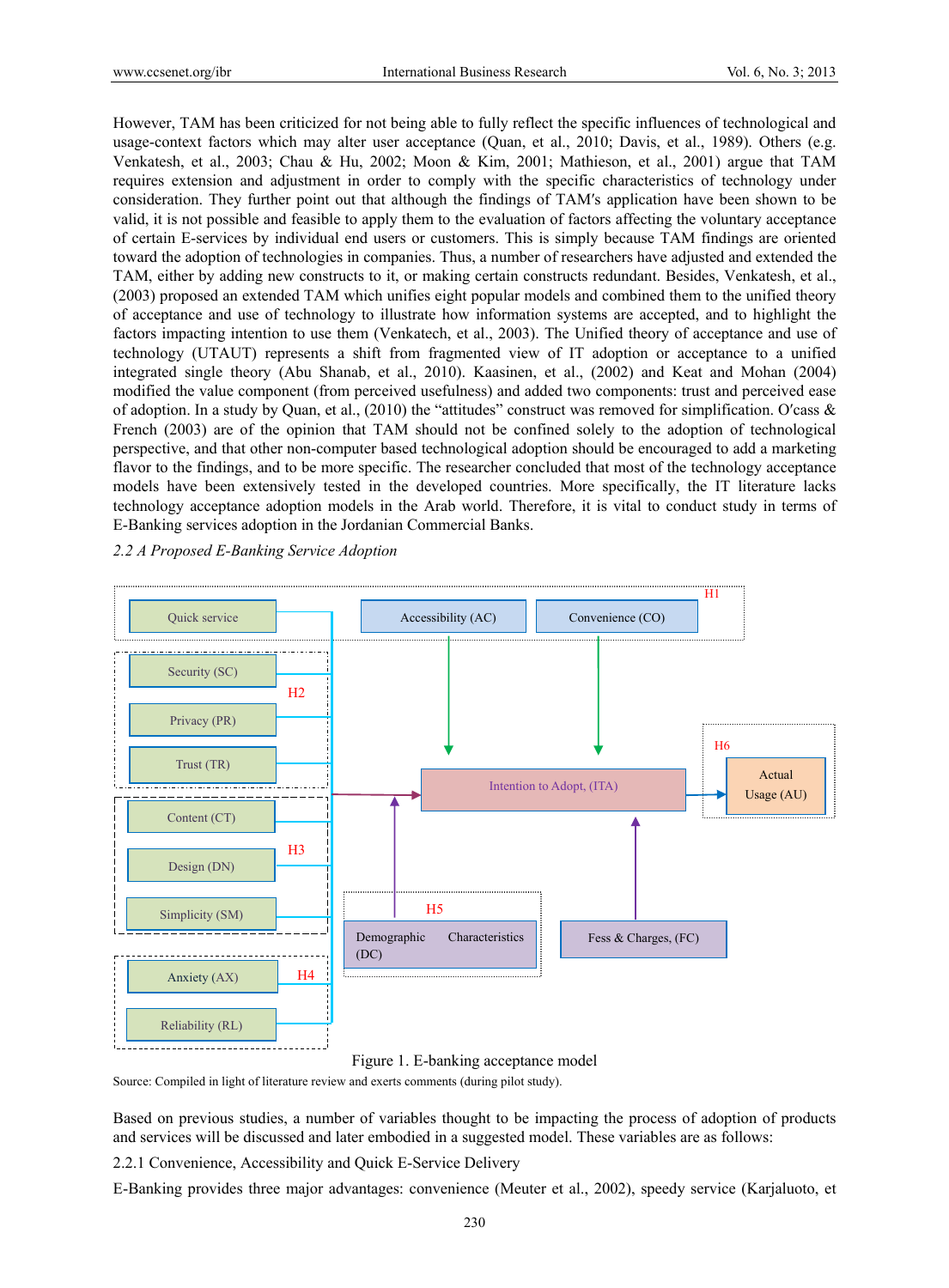However, TAM has been criticized for not being able to fully reflect the specific influences of technological and usage-context factors which may alter user acceptance (Quan, et al., 2010; Davis, et al., 1989). Others (e.g. Venkatesh, et al., 2003; Chau & Hu, 2002; Moon & Kim, 2001; Mathieson, et al., 2001) argue that TAM requires extension and adjustment in order to comply with the specific characteristics of technology under consideration. They further point out that although the findings of TAM′s application have been shown to be valid, it is not possible and feasible to apply them to the evaluation of factors affecting the voluntary acceptance of certain E-services by individual end users or customers. This is simply because TAM findings are oriented toward the adoption of technologies in companies. Thus, a number of researchers have adjusted and extended the TAM, either by adding new constructs to it, or making certain constructs redundant. Besides, Venkatesh, et al., (2003) proposed an extended TAM which unifies eight popular models and combined them to the unified theory of acceptance and use of technology to illustrate how information systems are accepted, and to highlight the factors impacting intention to use them (Venkatech, et al., 2003). The Unified theory of acceptance and use of technology (UTAUT) represents a shift from fragmented view of IT adoption or acceptance to a unified integrated single theory (Abu Shanab, et al., 2010). Kaasinen, et al., (2002) and Keat and Mohan (2004) modified the value component (from perceived usefulness) and added two components: trust and perceived ease of adoption. In a study by Quan, et al., (2010) the "attitudes" construct was removed for simplification. O′cass & French (2003) are of the opinion that TAM should not be confined solely to the adoption of technological perspective, and that other non-computer based technological adoption should be encouraged to add a marketing flavor to the findings, and to be more specific. The researcher concluded that most of the technology acceptance models have been extensively tested in the developed countries. More specifically, the IT literature lacks technology acceptance adoption models in the Arab world. Therefore, it is vital to conduct study in terms of E-Banking services adoption in the Jordanian Commercial Banks.

*2.2 A Proposed E-Banking Service Adoption*

H1
Quick service
Accessibility (AC)
Convenience (CO)
H2
Security (SC)
Privacy (PR)
Trust (TR)
H3
Content (CT)
Design (DN)
Simplicity (SM)
H4
Anxiety (AX)
Reliability (RL)
Intention to Adopt, (ITA)
H6
Actual Usage (AU)
H5
Demographic Characteristics (DC)
Fess & Charges, (FC)

Figure 1. E-banking acceptance model

Source: Compiled in light of literature review and exerts comments (during pilot study).

Based on previous studies, a number of variables thought to be impacting the process of adoption of products and services will be discussed and later embodied in a suggested model. These variables are as follows:

2.2.1 Convenience, Accessibility and Quick E-Service Delivery

E-Banking provides three major advantages: convenience (Meuter et al., 2002), speedy service (Karjaluoto, et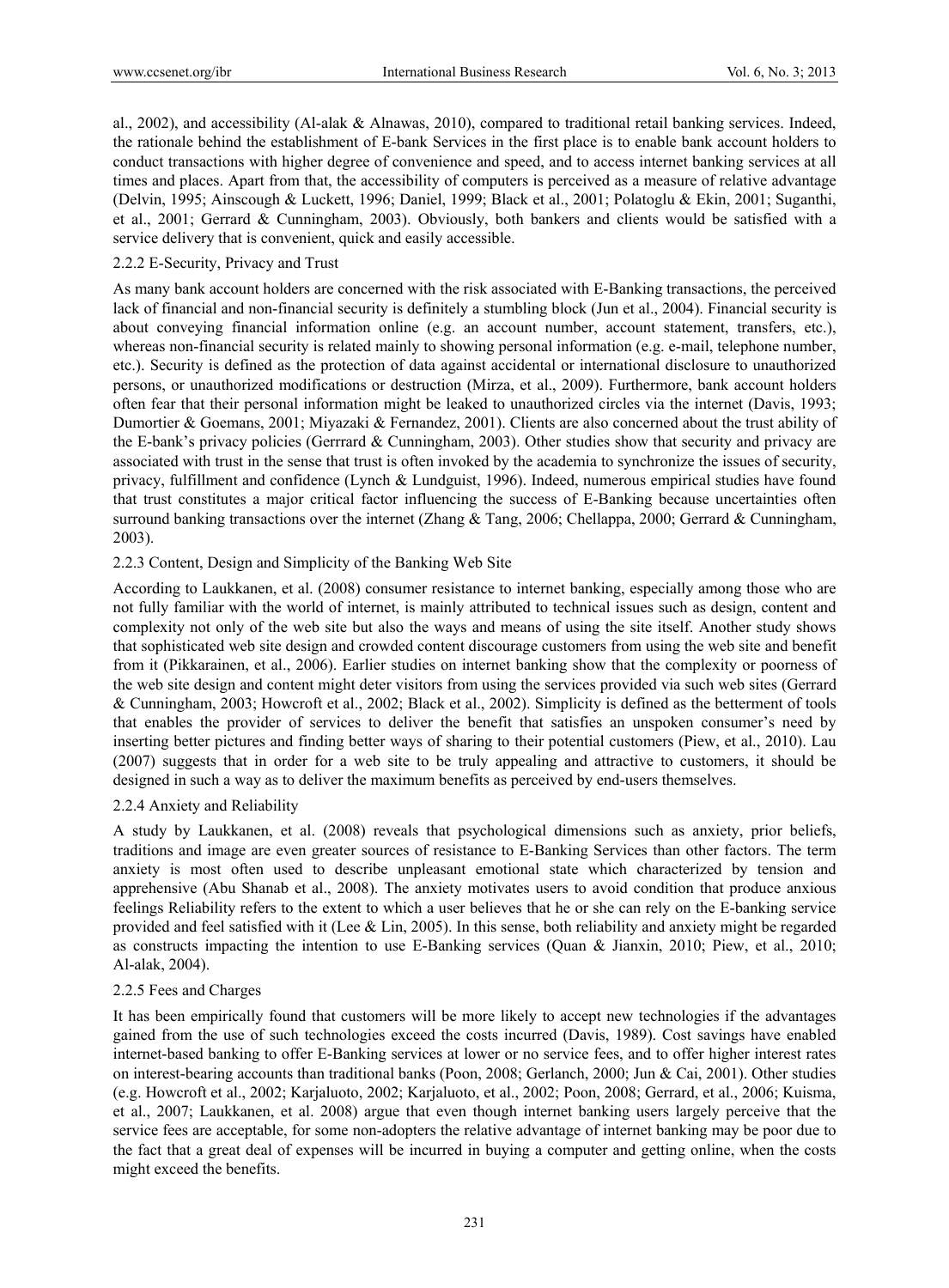al., 2002), and accessibility (Al-alak & Alnawas, 2010), compared to traditional retail banking services. Indeed, the rationale behind the establishment of E-bank Services in the first place is to enable bank account holders to conduct transactions with higher degree of convenience and speed, and to access internet banking services at all times and places. Apart from that, the accessibility of computers is perceived as a measure of relative advantage (Delvin, 1995; Ainscough & Luckett, 1996; Daniel, 1999; Black et al., 2001; Polatoglu & Ekin, 2001; Suganthi, et al., 2001; Gerrard & Cunningham, 2003). Obviously, both bankers and clients would be satisfied with a service delivery that is convenient, quick and easily accessible.

### 2.2.2 E-Security, Privacy and Trust

As many bank account holders are concerned with the risk associated with E-Banking transactions, the perceived lack of financial and non-financial security is definitely a stumbling block (Jun et al., 2004). Financial security is about conveying financial information online (e.g. an account number, account statement, transfers, etc.), whereas non-financial security is related mainly to showing personal information (e.g. e-mail, telephone number, etc.). Security is defined as the protection of data against accidental or international disclosure to unauthorized persons, or unauthorized modifications or destruction (Mirza, et al., 2009). Furthermore, bank account holders often fear that their personal information might be leaked to unauthorized circles via the internet (Davis, 1993; Dumortier & Goemans, 2001; Miyazaki & Fernandez, 2001). Clients are also concerned about the trust ability of the E-bank's privacy policies (Gerrrard & Cunningham, 2003). Other studies show that security and privacy are associated with trust in the sense that trust is often invoked by the academia to synchronize the issues of security, privacy, fulfillment and confidence (Lynch & Lundguist, 1996). Indeed, numerous empirical studies have found that trust constitutes a major critical factor influencing the success of E-Banking because uncertainties often surround banking transactions over the internet (Zhang & Tang, 2006; Chellappa, 2000; Gerrard & Cunningham, 2003).

### 2.2.3 Content, Design and Simplicity of the Banking Web Site

According to Laukkanen, et al. (2008) consumer resistance to internet banking, especially among those who are not fully familiar with the world of internet, is mainly attributed to technical issues such as design, content and complexity not only of the web site but also the ways and means of using the site itself. Another study shows that sophisticated web site design and crowded content discourage customers from using the web site and benefit from it (Pikkarainen, et al., 2006). Earlier studies on internet banking show that the complexity or poorness of the web site design and content might deter visitors from using the services provided via such web sites (Gerrard & Cunningham, 2003; Howcroft et al., 2002; Black et al., 2002). Simplicity is defined as the betterment of tools that enables the provider of services to deliver the benefit that satisfies an unspoken consumer's need by inserting better pictures and finding better ways of sharing to their potential customers (Piew, et al., 2010). Lau (2007) suggests that in order for a web site to be truly appealing and attractive to customers, it should be designed in such a way as to deliver the maximum benefits as perceived by end-users themselves.

### 2.2.4 Anxiety and Reliability

A study by Laukkanen, et al. (2008) reveals that psychological dimensions such as anxiety, prior beliefs, traditions and image are even greater sources of resistance to E-Banking Services than other factors. The term anxiety is most often used to describe unpleasant emotional state which characterized by tension and apprehensive (Abu Shanab et al., 2008). The anxiety motivates users to avoid condition that produce anxious feelings Reliability refers to the extent to which a user believes that he or she can rely on the E-banking service provided and feel satisfied with it (Lee & Lin, 2005). In this sense, both reliability and anxiety might be regarded as constructs impacting the intention to use E-Banking services (Quan & Jianxin, 2010; Piew, et al., 2010; Al-alak, 2004).

### 2.2.5 Fees and Charges

It has been empirically found that customers will be more likely to accept new technologies if the advantages gained from the use of such technologies exceed the costs incurred (Davis, 1989). Cost savings have enabled internet-based banking to offer E-Banking services at lower or no service fees, and to offer higher interest rates on interest-bearing accounts than traditional banks (Poon, 2008; Gerlanch, 2000; Jun & Cai, 2001). Other studies (e.g. Howcroft et al., 2002; Karjaluoto, 2002; Karjaluoto, et al., 2002; Poon, 2008; Gerrard, et al., 2006; Kuisma, et al., 2007; Laukkanen, et al. 2008) argue that even though internet banking users largely perceive that the service fees are acceptable, for some non-adopters the relative advantage of internet banking may be poor due to the fact that a great deal of expenses will be incurred in buying a computer and getting online, when the costs might exceed the benefits.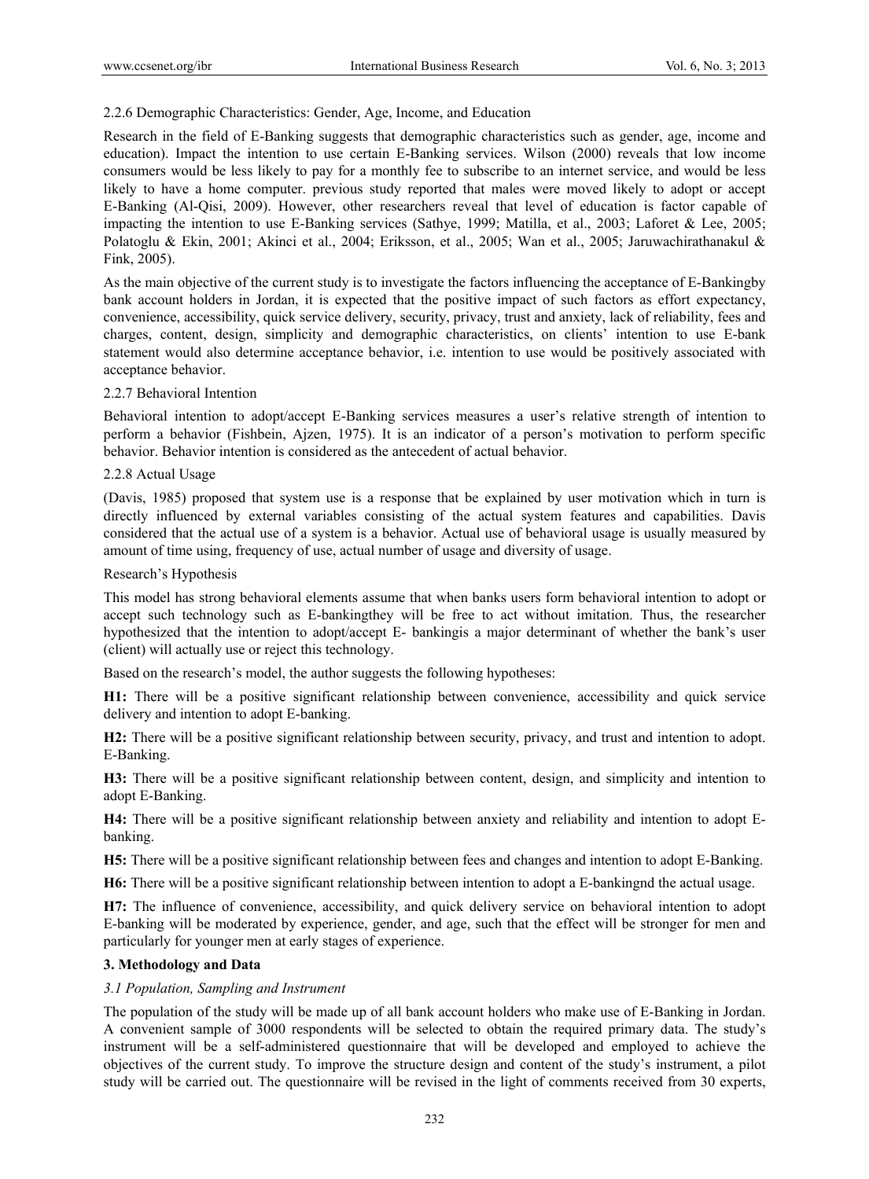2.2.6 Demographic Characteristics: Gender, Age, Income, and Education

Research in the field of E-Banking suggests that demographic characteristics such as gender, age, income and education). Impact the intention to use certain E-Banking services. Wilson (2000) reveals that low income consumers would be less likely to pay for a monthly fee to subscribe to an internet service, and would be less likely to have a home computer. previous study reported that males were moved likely to adopt or accept E-Banking (Al-Qisi, 2009). However, other researchers reveal that level of education is factor capable of impacting the intention to use E-Banking services (Sathye, 1999; Matilla, et al., 2003; Laforet & Lee, 2005; Polatoglu & Ekin, 2001; Akinci et al., 2004; Eriksson, et al., 2005; Wan et al., 2005; Jaruwachirathanakul & Fink, 2005).

As the main objective of the current study is to investigate the factors influencing the acceptance of E-Bankingby bank account holders in Jordan, it is expected that the positive impact of such factors as effort expectancy, convenience, accessibility, quick service delivery, security, privacy, trust and anxiety, lack of reliability, fees and charges, content, design, simplicity and demographic characteristics, on clients' intention to use E-bank statement would also determine acceptance behavior, i.e. intention to use would be positively associated with acceptance behavior.

2.2.7 Behavioral Intention

Behavioral intention to adopt/accept E-Banking services measures a user's relative strength of intention to perform a behavior (Fishbein, Ajzen, 1975). It is an indicator of a person's motivation to perform specific behavior. Behavior intention is considered as the antecedent of actual behavior.

2.2.8 Actual Usage

(Davis, 1985) proposed that system use is a response that be explained by user motivation which in turn is directly influenced by external variables consisting of the actual system features and capabilities. Davis considered that the actual use of a system is a behavior. Actual use of behavioral usage is usually measured by amount of time using, frequency of use, actual number of usage and diversity of usage.

Research's Hypothesis

This model has strong behavioral elements assume that when banks users form behavioral intention to adopt or accept such technology such as E-bankingthey will be free to act without imitation. Thus, the researcher hypothesized that the intention to adopt/accept E- bankingis a major determinant of whether the bank's user (client) will actually use or reject this technology.

Based on the research's model, the author suggests the following hypotheses:

**H1:** There will be a positive significant relationship between convenience, accessibility and quick service delivery and intention to adopt E-banking.

**H2:** There will be a positive significant relationship between security, privacy, and trust and intention to adopt. E-Banking.

**H3:** There will be a positive significant relationship between content, design, and simplicity and intention to adopt E-Banking.

**H4:** There will be a positive significant relationship between anxiety and reliability and intention to adopt E-banking.

**H5:** There will be a positive significant relationship between fees and changes and intention to adopt E-Banking.

**H6:** There will be a positive significant relationship between intention to adopt a E-bankingnd the actual usage.

**H7:** The influence of convenience, accessibility, and quick delivery service on behavioral intention to adopt E-banking will be moderated by experience, gender, and age, such that the effect will be stronger for men and particularly for younger men at early stages of experience.

## 3. Methodology and Data

### *3.1 Population, Sampling and Instrument*

The population of the study will be made up of all bank account holders who make use of E-Banking in Jordan. A convenient sample of 3000 respondents will be selected to obtain the required primary data. The study's instrument will be a self-administered questionnaire that will be developed and employed to achieve the objectives of the current study. To improve the structure design and content of the study's instrument, a pilot study will be carried out. The questionnaire will be revised in the light of comments received from 30 experts,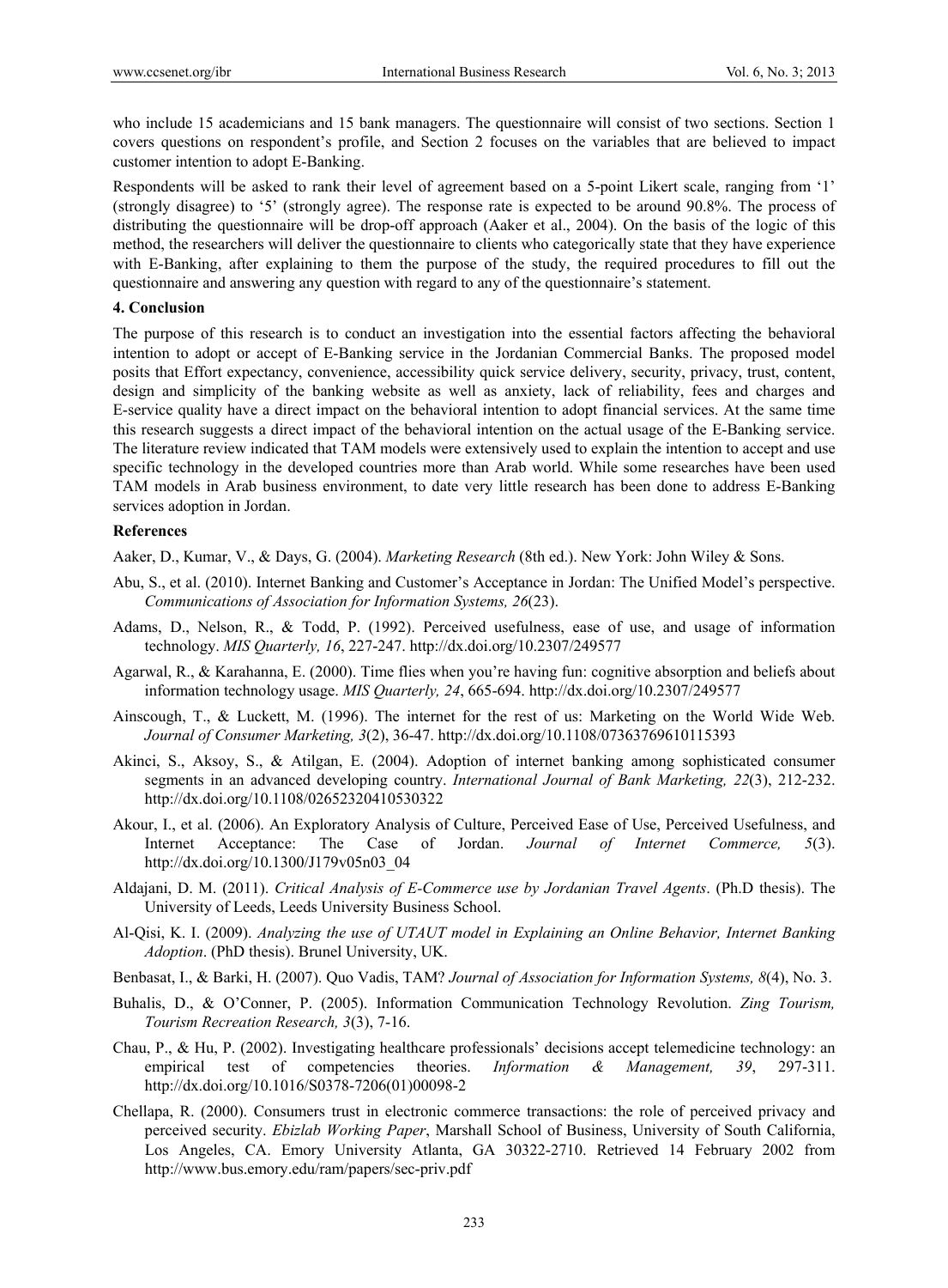who include 15 academicians and 15 bank managers. The questionnaire will consist of two sections. Section 1 covers questions on respondent's profile, and Section 2 focuses on the variables that are believed to impact customer intention to adopt E-Banking.

Respondents will be asked to rank their level of agreement based on a 5-point Likert scale, ranging from '1' (strongly disagree) to '5' (strongly agree). The response rate is expected to be around 90.8%. The process of distributing the questionnaire will be drop-off approach (Aaker et al., 2004). On the basis of the logic of this method, the researchers will deliver the questionnaire to clients who categorically state that they have experience with E-Banking, after explaining to them the purpose of the study, the required procedures to fill out the questionnaire and answering any question with regard to any of the questionnaire's statement.

## 4. Conclusion

The purpose of this research is to conduct an investigation into the essential factors affecting the behavioral intention to adopt or accept of E-Banking service in the Jordanian Commercial Banks. The proposed model posits that Effort expectancy, convenience, accessibility quick service delivery, security, privacy, trust, content, design and simplicity of the banking website as well as anxiety, lack of reliability, fees and charges and E-service quality have a direct impact on the behavioral intention to adopt financial services. At the same time this research suggests a direct impact of the behavioral intention on the actual usage of the E-Banking service. The literature review indicated that TAM models were extensively used to explain the intention to accept and use specific technology in the developed countries more than Arab world. While some researches have been used TAM models in Arab business environment, to date very little research has been done to address E-Banking services adoption in Jordan.

## References

Aaker, D., Kumar, V., & Days, G. (2004). *Marketing Research* (8th ed.). New York: John Wiley & Sons.

Abu, S., et al. (2010). Internet Banking and Customer's Acceptance in Jordan: The Unified Model's perspective. *Communications of Association for Information Systems, 26*(23).

Adams, D., Nelson, R., & Todd, P. (1992). Perceived usefulness, ease of use, and usage of information technology. *MIS Quarterly, 16*, 227-247. http://dx.doi.org/10.2307/249577

Agarwal, R., & Karahanna, E. (2000). Time flies when you're having fun: cognitive absorption and beliefs about information technology usage. *MIS Quarterly, 24*, 665-694. http://dx.doi.org/10.2307/249577

Ainscough, T., & Luckett, M. (1996). The internet for the rest of us: Marketing on the World Wide Web. *Journal of Consumer Marketing, 3*(2), 36-47. http://dx.doi.org/10.1108/07363769610115393

Akinci, S., Aksoy, S., & Atilgan, E. (2004). Adoption of internet banking among sophisticated consumer segments in an advanced developing country. *International Journal of Bank Marketing, 22*(3), 212-232. http://dx.doi.org/10.1108/02652320410530322

Akour, I., et al. (2006). An Exploratory Analysis of Culture, Perceived Ease of Use, Perceived Usefulness, and Internet Acceptance: The Case of Jordan. *Journal of Internet Commerce, 5*(3). http://dx.doi.org/10.1300/J179v05n03_04

Aldajani, D. M. (2011). *Critical Analysis of E-Commerce use by Jordanian Travel Agents*. (Ph.D thesis). The University of Leeds, Leeds University Business School.

Al-Qisi, K. I. (2009). *Analyzing the use of UTAUT model in Explaining an Online Behavior, Internet Banking Adoption*. (PhD thesis). Brunel University, UK.

Benbasat, I., & Barki, H. (2007). Quo Vadis, TAM? *Journal of Association for Information Systems, 8*(4), No. 3.

Buhalis, D., & O'Conner, P. (2005). Information Communication Technology Revolution. *Zing Tourism, Tourism Recreation Research, 3*(3), 7-16.

Chau, P., & Hu, P. (2002). Investigating healthcare professionals' decisions accept telemedicine technology: an empirical test of competencies theories. *Information & Management, 39*, 297-311. http://dx.doi.org/10.1016/S0378-7206(01)00098-2

Chellapa, R. (2000). Consumers trust in electronic commerce transactions: the role of perceived privacy and perceived security. *Ebizlab Working Paper*, Marshall School of Business, University of South California, Los Angeles, CA. Emory University Atlanta, GA 30322-2710. Retrieved 14 February 2002 from http://www.bus.emory.edu/ram/papers/sec-priv.pdf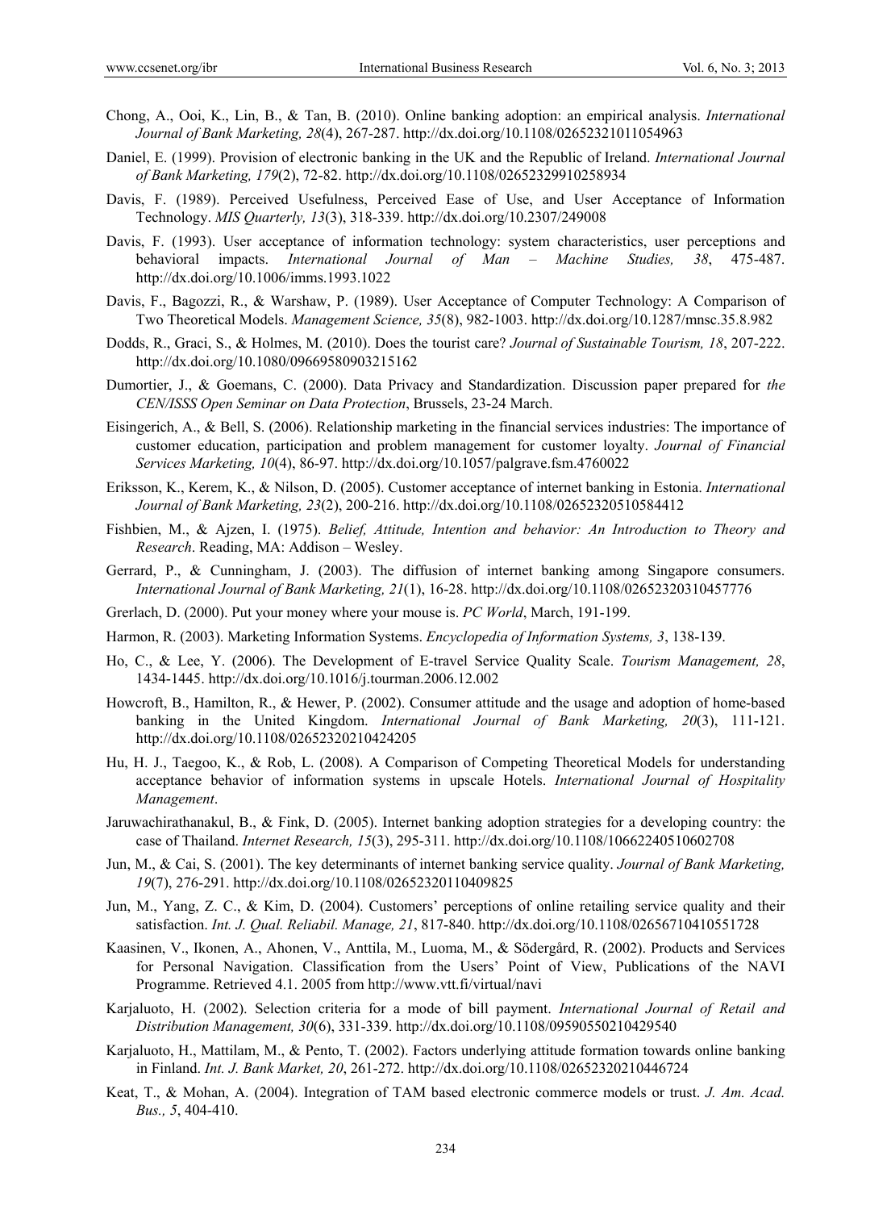Chong, A., Ooi, K., Lin, B., & Tan, B. (2010). Online banking adoption: an empirical analysis. *International Journal of Bank Marketing, 28*(4), 267-287. http://dx.doi.org/10.1108/02652321011054963

Daniel, E. (1999). Provision of electronic banking in the UK and the Republic of Ireland. *International Journal of Bank Marketing, 179*(2), 72-82. http://dx.doi.org/10.1108/02652329910258934

Davis, F. (1989). Perceived Usefulness, Perceived Ease of Use, and User Acceptance of Information Technology. *MIS Quarterly, 13*(3), 318-339. http://dx.doi.org/10.2307/249008

Davis, F. (1993). User acceptance of information technology: system characteristics, user perceptions and behavioral impacts. *International Journal of Man – Machine Studies, 38*, 475-487. http://dx.doi.org/10.1006/imms.1993.1022

Davis, F., Bagozzi, R., & Warshaw, P. (1989). User Acceptance of Computer Technology: A Comparison of Two Theoretical Models. *Management Science, 35*(8), 982-1003. http://dx.doi.org/10.1287/mnsc.35.8.982

Dodds, R., Graci, S., & Holmes, M. (2010). Does the tourist care? *Journal of Sustainable Tourism, 18*, 207-222. http://dx.doi.org/10.1080/09669580903215162

Dumortier, J., & Goemans, C. (2000). Data Privacy and Standardization. Discussion paper prepared for *the CEN/ISSS Open Seminar on Data Protection*, Brussels, 23-24 March.

Eisingerich, A., & Bell, S. (2006). Relationship marketing in the financial services industries: The importance of customer education, participation and problem management for customer loyalty. *Journal of Financial Services Marketing, 10*(4), 86-97. http://dx.doi.org/10.1057/palgrave.fsm.4760022

Eriksson, K., Kerem, K., & Nilson, D. (2005). Customer acceptance of internet banking in Estonia. *International Journal of Bank Marketing, 23*(2), 200-216. http://dx.doi.org/10.1108/02652320510584412

Fishbien, M., & Ajzen, I. (1975). *Belief, Attitude, Intention and behavior: An Introduction to Theory and Research*. Reading, MA: Addison – Wesley.

Gerrard, P., & Cunningham, J. (2003). The diffusion of internet banking among Singapore consumers. *International Journal of Bank Marketing, 21*(1), 16-28. http://dx.doi.org/10.1108/02652320310457776

Grerlach, D. (2000). Put your money where your mouse is. *PC World*, March, 191-199.

Harmon, R. (2003). Marketing Information Systems. *Encyclopedia of Information Systems, 3*, 138-139.

Ho, C., & Lee, Y. (2006). The Development of E-travel Service Quality Scale. *Tourism Management, 28*, 1434-1445. http://dx.doi.org/10.1016/j.tourman.2006.12.002

Howcroft, B., Hamilton, R., & Hewer, P. (2002). Consumer attitude and the usage and adoption of home-based banking in the United Kingdom. *International Journal of Bank Marketing, 20*(3), 111-121. http://dx.doi.org/10.1108/02652320210424205

Hu, H. J., Taegoo, K., & Rob, L. (2008). A Comparison of Competing Theoretical Models for understanding acceptance behavior of information systems in upscale Hotels. *International Journal of Hospitality Management*.

Jaruwachirathanakul, B., & Fink, D. (2005). Internet banking adoption strategies for a developing country: the case of Thailand. *Internet Research, 15*(3), 295-311. http://dx.doi.org/10.1108/10662240510602708

Jun, M., & Cai, S. (2001). The key determinants of internet banking service quality. *Journal of Bank Marketing, 19*(7), 276-291. http://dx.doi.org/10.1108/02652320110409825

Jun, M., Yang, Z. C., & Kim, D. (2004). Customers' perceptions of online retailing service quality and their satisfaction. *Int. J. Qual. Reliabil. Manage, 21*, 817-840. http://dx.doi.org/10.1108/02656710410551728

Kaasinen, V., Ikonen, A., Ahonen, V., Anttila, M., Luoma, M., & Södergård, R. (2002). Products and Services for Personal Navigation. Classification from the Users' Point of View, Publications of the NAVI Programme. Retrieved 4.1. 2005 from http://www.vtt.fi/virtual/navi

Karjaluoto, H. (2002). Selection criteria for a mode of bill payment. *International Journal of Retail and Distribution Management, 30*(6), 331-339. http://dx.doi.org/10.1108/09590550210429540

Karjaluoto, H., Mattilam, M., & Pento, T. (2002). Factors underlying attitude formation towards online banking in Finland. *Int. J. Bank Market, 20*, 261-272. http://dx.doi.org/10.1108/02652320210446724

Keat, T., & Mohan, A. (2004). Integration of TAM based electronic commerce models or trust. *J. Am. Acad. Bus., 5*, 404-410.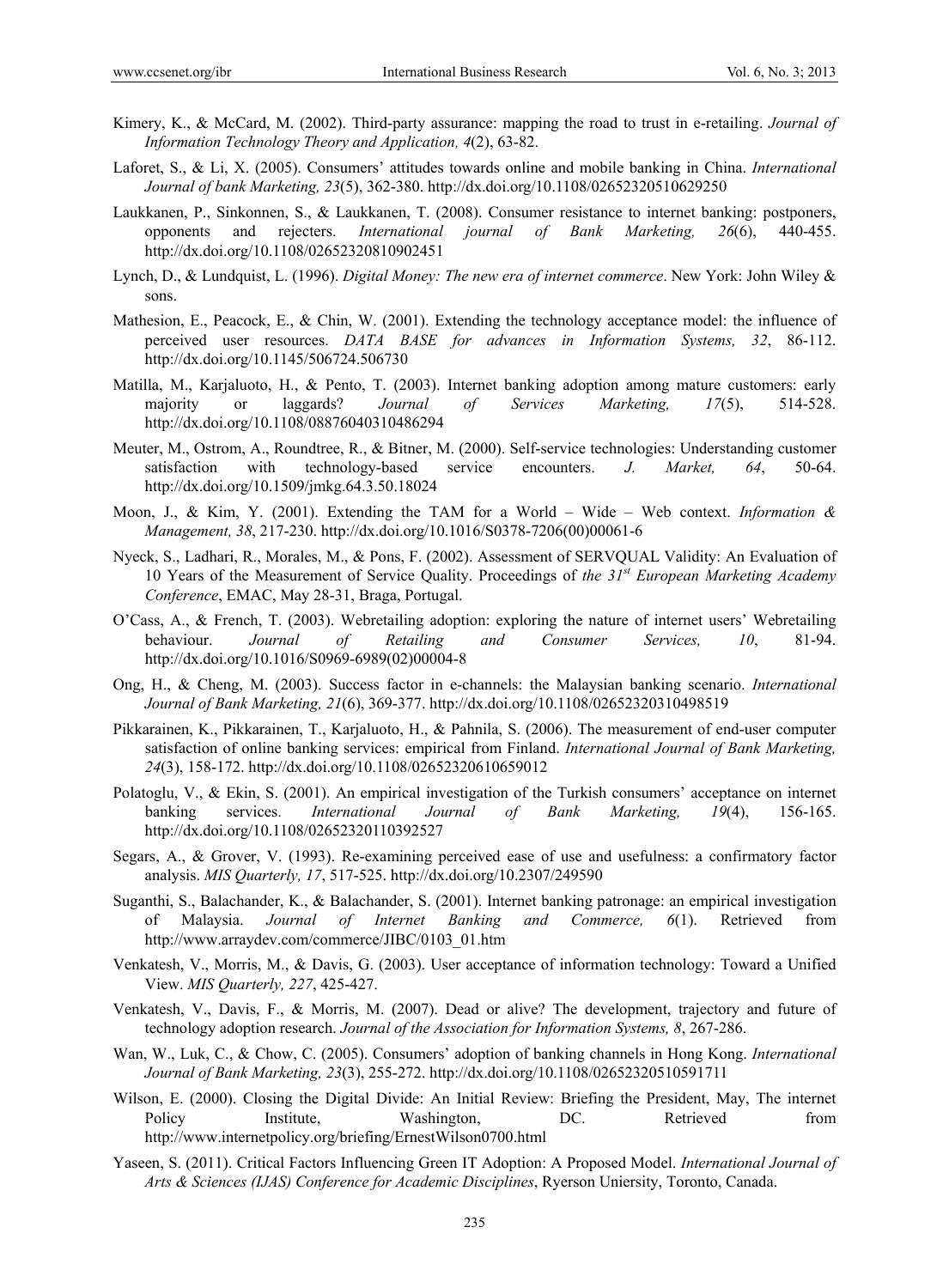Kimery, K., & McCard, M. (2002). Third-party assurance: mapping the road to trust in e-retailing. *Journal of Information Technology Theory and Application, 4*(2), 63-82.

Laforet, S., & Li, X. (2005). Consumers' attitudes towards online and mobile banking in China. *International Journal of bank Marketing, 23*(5), 362-380. http://dx.doi.org/10.1108/02652320510629250

Laukkanen, P., Sinkonnen, S., & Laukkanen, T. (2008). Consumer resistance to internet banking: postponers, opponents and rejecters. *International journal of Bank Marketing, 26*(6), 440-455. http://dx.doi.org/10.1108/02652320810902451

Lynch, D., & Lundquist, L. (1996). *Digital Money: The new era of internet commerce*. New York: John Wiley & sons.

Mathesion, E., Peacock, E., & Chin, W. (2001). Extending the technology acceptance model: the influence of perceived user resources. *DATA BASE for advances in Information Systems, 32*, 86-112. http://dx.doi.org/10.1145/506724.506730

Matilla, M., Karjaluoto, H., & Pento, T. (2003). Internet banking adoption among mature customers: early majority or laggards? *Journal of Services Marketing, 17*(5), 514-528. http://dx.doi.org/10.1108/08876040310486294

Meuter, M., Ostrom, A., Roundtree, R., & Bitner, M. (2000). Self-service technologies: Understanding customer satisfaction with technology-based service encounters. *J. Market, 64*, 50-64. http://dx.doi.org/10.1509/jmkg.64.3.50.18024

Moon, J., & Kim, Y. (2001). Extending the TAM for a World – Wide – Web context. *Information & Management, 38*, 217-230. http://dx.doi.org/10.1016/S0378-7206(00)00061-6

Nyeck, S., Ladhari, R., Morales, M., & Pons, F. (2002). Assessment of SERVQUAL Validity: An Evaluation of 10 Years of the Measurement of Service Quality. Proceedings of *the 31st European Marketing Academy Conference*, EMAC, May 28-31, Braga, Portugal.

O'Cass, A., & French, T. (2003). Webretailing adoption: exploring the nature of internet users' Webretailing behaviour. *Journal of Retailing and Consumer Services, 10*, 81-94. http://dx.doi.org/10.1016/S0969-6989(02)00004-8

Ong, H., & Cheng, M. (2003). Success factor in e-channels: the Malaysian banking scenario. *International Journal of Bank Marketing, 21*(6), 369-377. http://dx.doi.org/10.1108/02652320310498519

Pikkarainen, K., Pikkarainen, T., Karjaluoto, H., & Pahnila, S. (2006). The measurement of end-user computer satisfaction of online banking services: empirical from Finland. *International Journal of Bank Marketing, 24*(3), 158-172. http://dx.doi.org/10.1108/02652320610659012

Polatoglu, V., & Ekin, S. (2001). An empirical investigation of the Turkish consumers' acceptance on internet banking services. *International Journal of Bank Marketing, 19*(4), 156-165. http://dx.doi.org/10.1108/02652320110392527

Segars, A., & Grover, V. (1993). Re-examining perceived ease of use and usefulness: a confirmatory factor analysis. *MIS Quarterly, 17*, 517-525. http://dx.doi.org/10.2307/249590

Suganthi, S., Balachander, K., & Balachander, S. (2001). Internet banking patronage: an empirical investigation of Malaysia. *Journal of Internet Banking and Commerce, 6*(1). Retrieved from http://www.arraydev.com/commerce/JIBC/0103_01.htm

Venkatesh, V., Morris, M., & Davis, G. (2003). User acceptance of information technology: Toward a Unified View. *MIS Quarterly, 227*, 425-427.

Venkatesh, V., Davis, F., & Morris, M. (2007). Dead or alive? The development, trajectory and future of technology adoption research. *Journal of the Association for Information Systems, 8*, 267-286.

Wan, W., Luk, C., & Chow, C. (2005). Consumers' adoption of banking channels in Hong Kong. *International Journal of Bank Marketing, 23*(3), 255-272. http://dx.doi.org/10.1108/02652320510591711

Wilson, E. (2000). Closing the Digital Divide: An Initial Review: Briefing the President, May, The internet Policy Institute, Washington, DC. Retrieved from http://www.internetpolicy.org/briefing/ErnestWilson0700.html

Yaseen, S. (2011). Critical Factors Influencing Green IT Adoption: A Proposed Model. *International Journal of Arts & Sciences (IJAS) Conference for Academic Disciplines*, Ryerson Uniersity, Toronto, Canada.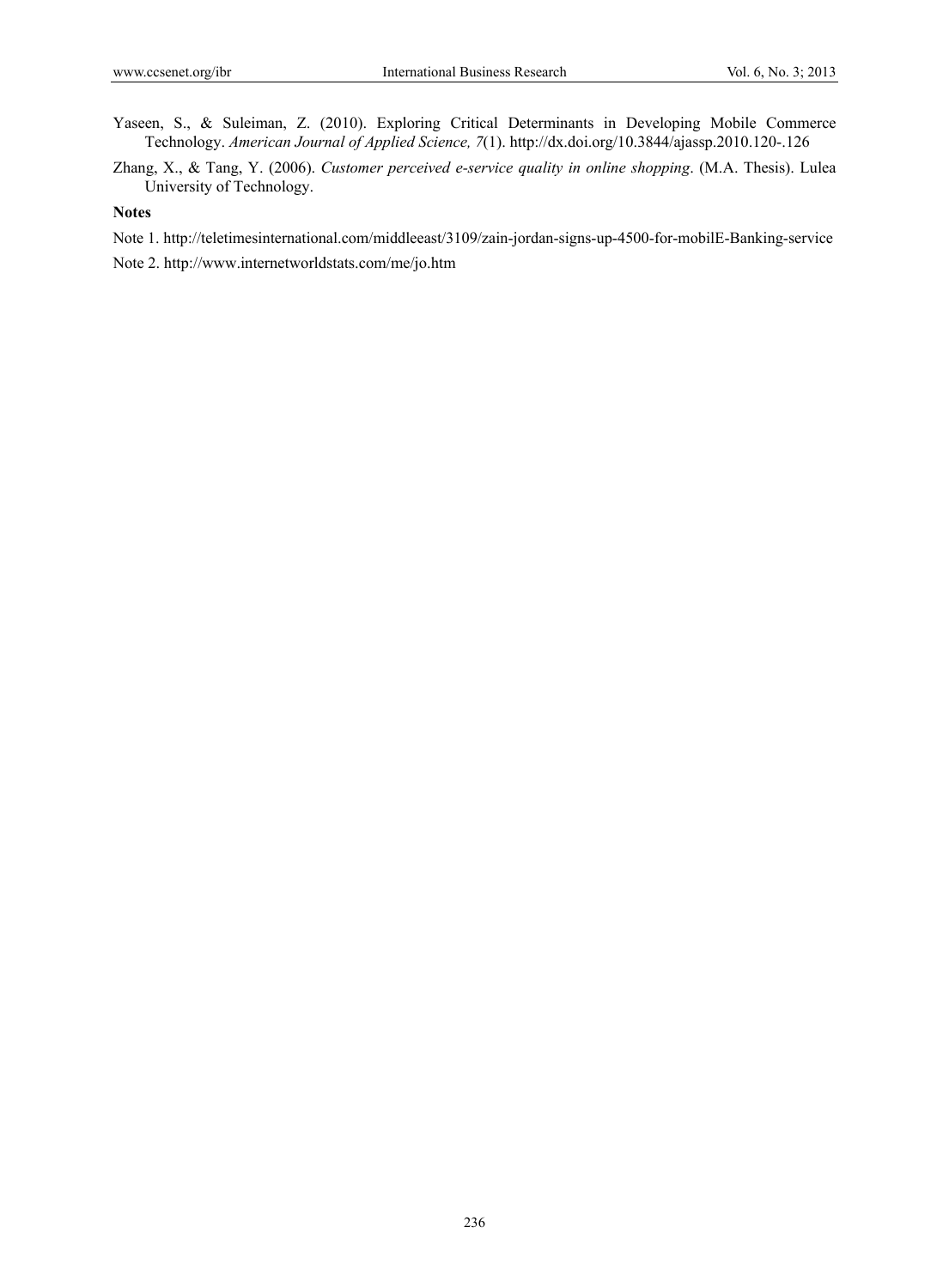Yaseen, S., & Suleiman, Z. (2010). Exploring Critical Determinants in Developing Mobile Commerce Technology. *American Journal of Applied Science, 7*(1). http://dx.doi.org/10.3844/ajassp.2010.120-.126

Zhang, X., & Tang, Y. (2006). *Customer perceived e-service quality in online shopping*. (M.A. Thesis). Lulea University of Technology.

**Notes**

Note 1. http://teletimesinternational.com/middleeast/3109/zain-jordan-signs-up-4500-for-mobilE-Banking-service

Note 2. http://www.internetworldstats.com/me/jo.htm